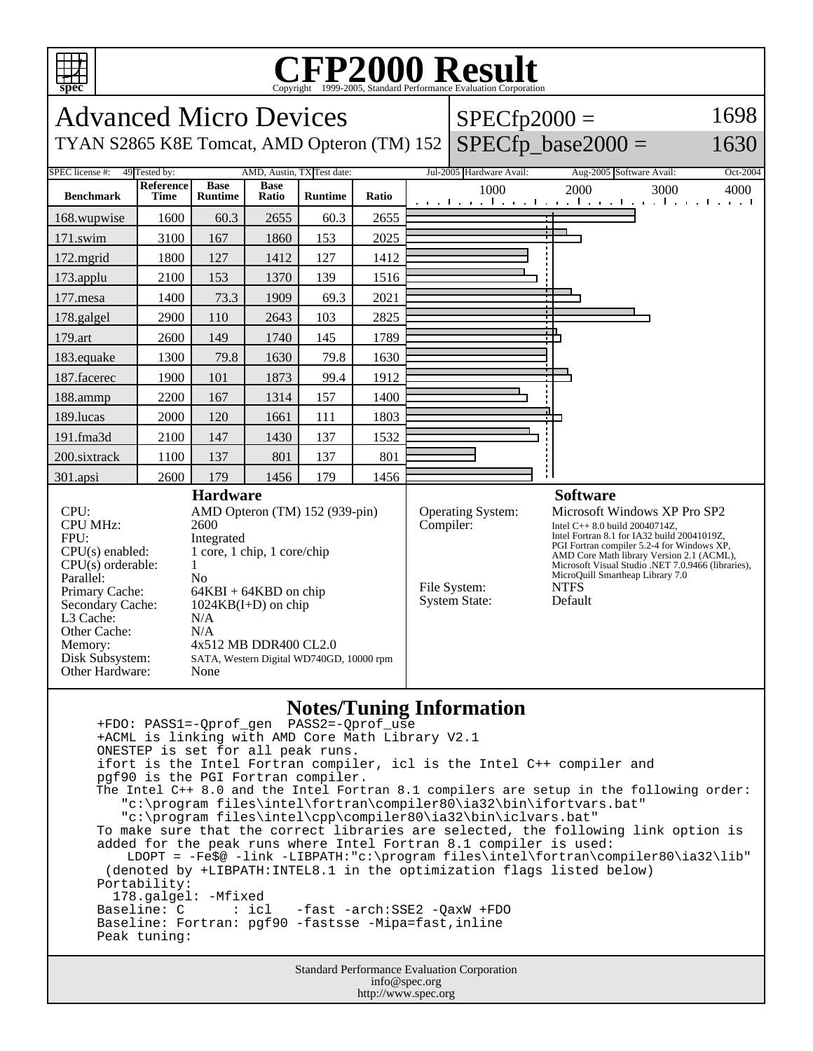# CFP2000 Result

Copyright 1999-2005, Standard Performance Evaluation Corporation

## Advanced Micro Devices

TYAN S2865 K8E Tomcat, AMD Opteron (TM) 152

SPECfp2000 = 1698

SPECfp_base2000 = 1630

SPEC license #: 49 | Tested by: AMD, Austin, TX | Test date: Jul-2005 | Hardware Avail: Aug-2005 | Software Avail: Oct-2004

| Benchmark | Reference Time | Base Runtime | Base Ratio | Runtime | Ratio |
|---|---|---|---|---|---|
| 168.wupwise | 1600 | 60.3 | 2655 | 60.3 | 2655 |
| 171.swim | 3100 | 167 | 1860 | 153 | 2025 |
| 172.mgrid | 1800 | 127 | 1412 | 127 | 1412 |
| 173.applu | 2100 | 153 | 1370 | 139 | 1516 |
| 177.mesa | 1400 | 73.3 | 1909 | 69.3 | 2021 |
| 178.galgel | 2900 | 110 | 2643 | 103 | 2825 |
| 179.art | 2600 | 149 | 1740 | 145 | 1789 |
| 183.equake | 1300 | 79.8 | 1630 | 79.8 | 1630 |
| 187.facerec | 1900 | 101 | 1873 | 99.4 | 1912 |
| 188.ammp | 2200 | 167 | 1314 | 157 | 1400 |
| 189.lucas | 2000 | 120 | 1661 | 111 | 1803 |
| 191.fma3d | 2100 | 147 | 1430 | 137 | 1532 |
| 200.sixtrack | 1100 | 137 | 801 | 137 | 801 |
| 301.apsi | 2600 | 179 | 1456 | 179 | 1456 |

### Hardware

| | |
|---|---|
| CPU: | AMD Opteron (TM) 152 (939-pin) |
| CPU MHz: | 2600 |
| FPU: | Integrated |
| CPU(s) enabled: | 1 core, 1 chip, 1 core/chip |
| CPU(s) orderable: | 1 |
| Parallel: | No |
| Primary Cache: | 64KBI + 64KBD on chip |
| Secondary Cache: | 1024KB(I+D) on chip |
| L3 Cache: | N/A |
| Other Cache: | N/A |
| Memory: | 4x512 MB DDR400 CL2.0 |
| Disk Subsystem: | SATA, Western Digital WD740GD, 10000 rpm |
| Other Hardware: | None |

### Software

| | |
|---|---|
| Operating System: | Microsoft Windows XP Pro SP2 |
| Compiler: | Intel C++ 8.0 build 20040714Z, Intel Fortran 8.1 for IA32 build 20041019Z, PGI Fortran compiler 5.2-4 for Windows XP, AMD Core Math library Version 2.1 (ACML), Microsoft Visual Studio .NET 7.0.9466 (libraries), MicroQuill Smartheap Library 7.0 |
| File System: | NTFS |
| System State: | Default |

### Notes/Tuning Information

```
+FDO: PASS1=-Qprof_gen  PASS2=-Qprof_use
+ACML is linking with AMD Core Math Library V2.1
ONESTEP is set for all peak runs.
ifort is the Intel Fortran compiler, icl is the Intel C++ compiler and
pgf90 is the PGI Fortran compiler.
The Intel C++ 8.0 and the Intel Fortran 8.1 compilers are setup in the following order:
   "c:\program files\intel\fortran\compiler80\ia32\bin\ifortvars.bat"
   "c:\program files\intel\cpp\compiler80\ia32\bin\iclvars.bat"
To make sure that the correct libraries are selected, the following link option is
added for the peak runs where Intel Fortran 8.1 compiler is used:
    LDOPT = -Fe$@ -link -LIBPATH:"c:\program files\intel\fortran\compiler80\ia32\lib"
 (denoted by +LIBPATH:INTEL8.1 in the optimization flags listed below)
Portability:
  178.galgel: -Mfixed
Baseline: C       : icl   -fast -arch:SSE2 -QaxW +FDO
Baseline: Fortran: pgf90 -fastsse -Mipa=fast,inline
Peak tuning:
```

Standard Performance Evaluation Corporation
info@spec.org
http://www.spec.org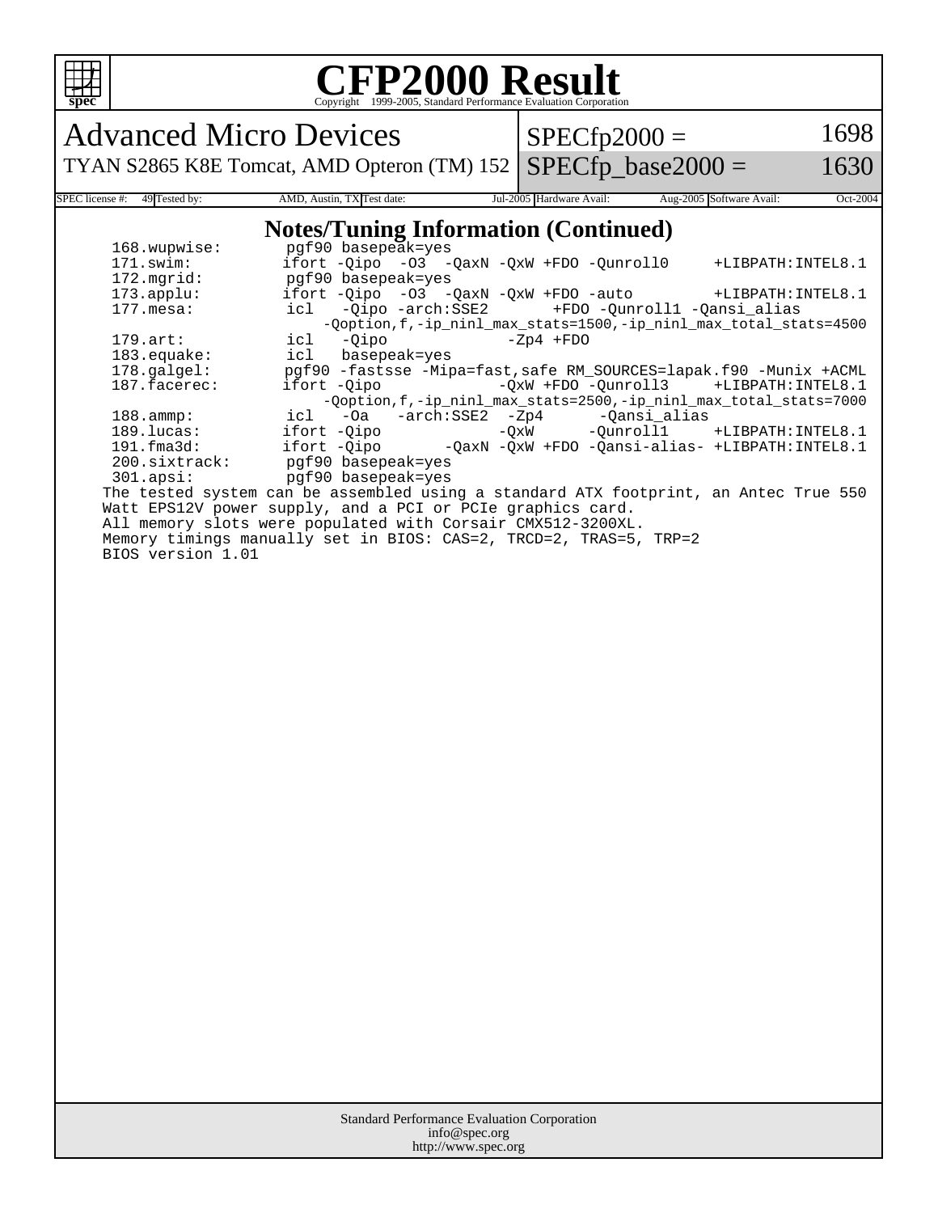# CFP2000 Result

Copyright 1999-2005, Standard Performance Evaluation Corporation

Advanced Micro Devices

TYAN S2865 K8E Tomcat, AMD Opteron (TM) 152

SPECfp2000 = 1698

SPECfp_base2000 = 1630

SPEC license #: 49 Tested by: AMD, Austin, TX Test date: Jul-2005 Hardware Avail: Aug-2005 Software Avail: Oct-2004

## Notes/Tuning Information (Continued)

```
168.wupwise:      pgf90 basepeak=yes
171.swim:        ifort -Qipo  -O3  -QaxN -QxW +FDO -Qunroll0     +LIBPATH:INTEL8.1
172.mgrid:        pgf90 basepeak=yes
173.applu:       ifort -Qipo  -O3  -QaxN -QxW +FDO -auto         +LIBPATH:INTEL8.1
177.mesa:         icl   -Qipo -arch:SSE2       +FDO -Qunroll1 -Qansi_alias
                     -Qoption,f,-ip_ninl_max_stats=1500,-ip_ninl_max_total_stats=4500
179.art:          icl   -Qipo                -Zp4 +FDO
183.equake:       icl   basepeak=yes
178.galgel:      pgf90 -fastsse -Mipa=fast,safe RM_SOURCES=lapak.f90 -Munix +ACML
187.facerec:     ifort -Qipo               -QxW +FDO -Qunroll3     +LIBPATH:INTEL8.1
                     -Qoption,f,-ip_ninl_max_stats=2500,-ip_ninl_max_total_stats=7000
188.ammp:         icl   -Oa   -arch:SSE2  -Zp4      -Qansi_alias
189.lucas:       ifort -Qipo               -QxW      -Qunroll1     +LIBPATH:INTEL8.1
191.fma3d:       ifort -Qipo       -QaxN -QxW +FDO -Qansi-alias- +LIBPATH:INTEL8.1
200.sixtrack:     pgf90 basepeak=yes
301.apsi:         pgf90 basepeak=yes
```

The tested system can be assembled using a standard ATX footprint, an Antec True 550 Watt EPS12V power supply, and a PCI or PCIe graphics card.
All memory slots were populated with Corsair CMX512-3200XL.
Memory timings manually set in BIOS: CAS=2, TRCD=2, TRAS=5, TRP=2
BIOS version 1.01

Standard Performance Evaluation Corporation
info@spec.org
http://www.spec.org